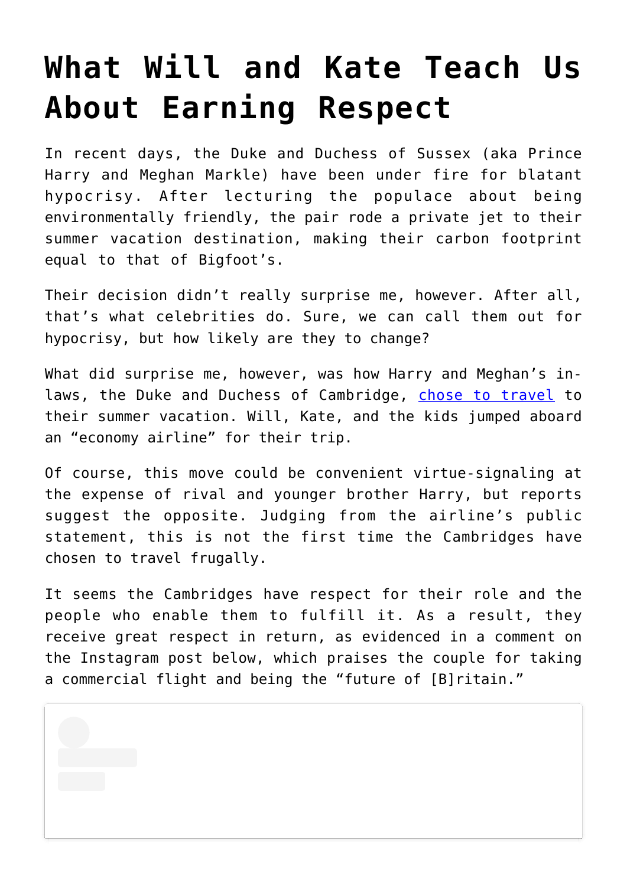# What Will and Kate Teach Us About Earning Respect

In recent days, the Duke and Duchess of Sussex (aka Prince Harry and Meghan Markle) have been under fire for blatant hypocrisy. After lecturing the populace about being environmentally friendly, the pair rode a private jet to their summer vacation destination, making their carbon footprint equal to that of Bigfoot's.

Their decision didn't really surprise me, however. After all, that's what celebrities do. Sure, we can call them out for hypocrisy, but how likely are they to change?

What did surprise me, however, was how Harry and Meghan's in-laws, the Duke and Duchess of Cambridge, chose to travel to their summer vacation. Will, Kate, and the kids jumped aboard an "economy airline" for their trip.

Of course, this move could be convenient virtue-signaling at the expense of rival and younger brother Harry, but reports suggest the opposite. Judging from the airline's public statement, this is not the first time the Cambridges have chosen to travel frugally.

It seems the Cambridges have respect for their role and the people who enable them to fulfill it. As a result, they receive great respect in return, as evidenced in a comment on the Instagram post below, which praises the couple for taking a commercial flight and being the "future of [B]ritain."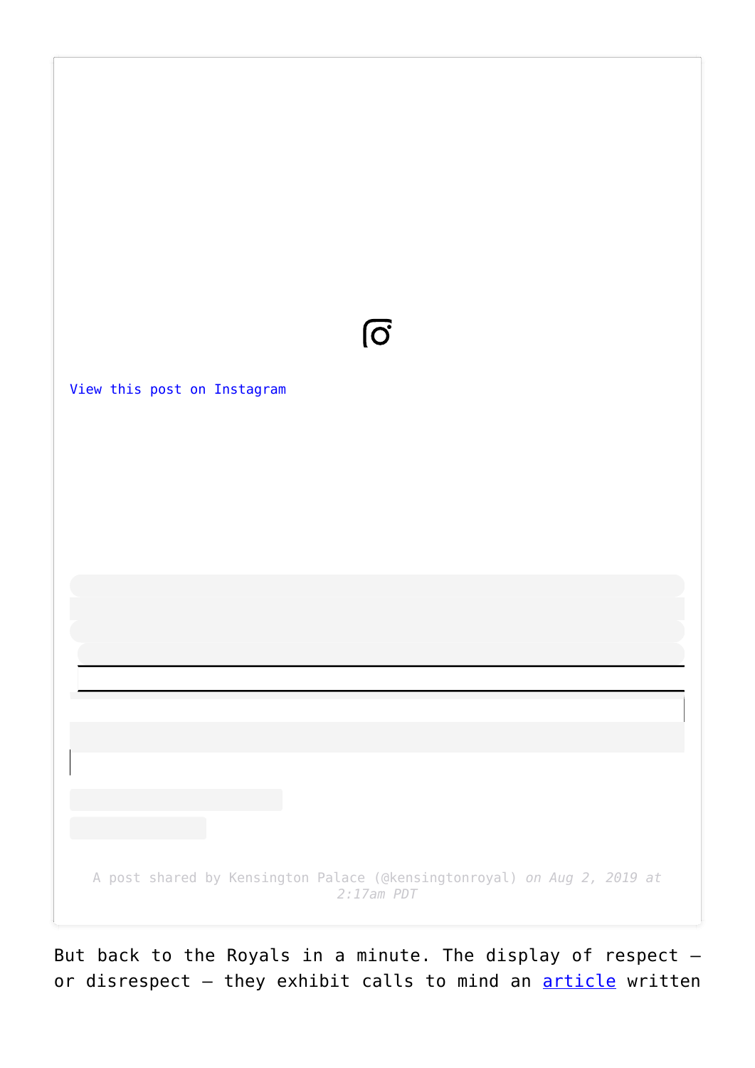[View this post on Instagram](#)

A post shared by Kensington Palace (@kensingtonroyal) *on Aug 2, 2019 at 2:17am PDT*

But back to the Royals in a minute. The display of respect – or disrespect – they exhibit calls to mind an [article](#) written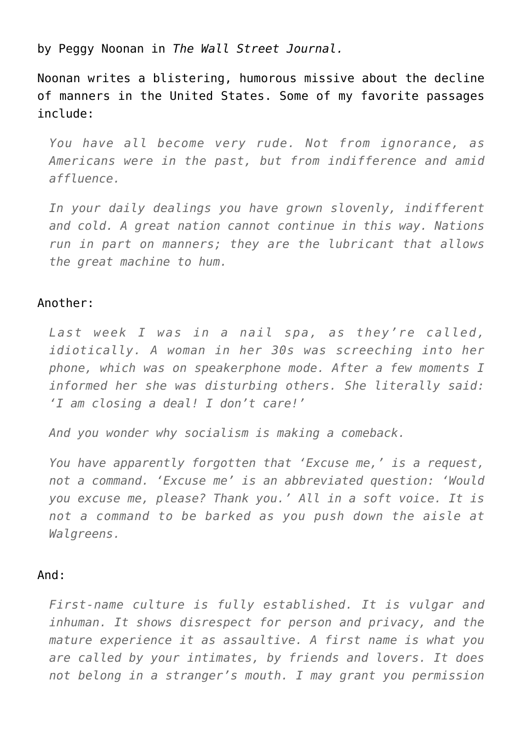by Peggy Noonan in *The Wall Street Journal.*

Noonan writes a blistering, humorous missive about the decline of manners in the United States. Some of my favorite passages include:

> *You have all become very rude. Not from ignorance, as Americans were in the past, but from indifference and amid affluence.*
>
> *In your daily dealings you have grown slovenly, indifferent and cold. A great nation cannot continue in this way. Nations run in part on manners; they are the lubricant that allows the great machine to hum.*

Another:

> *Last week I was in a nail spa, as they're called, idiotically. A woman in her 30s was screeching into her phone, which was on speakerphone mode. After a few moments I informed her she was disturbing others. She literally said: 'I am closing a deal! I don't care!'*
>
> *And you wonder why socialism is making a comeback.*
>
> *You have apparently forgotten that 'Excuse me,' is a request, not a command. 'Excuse me' is an abbreviated question: 'Would you excuse me, please? Thank you.' All in a soft voice. It is not a command to be barked as you push down the aisle at Walgreens.*

And:

> *First-name culture is fully established. It is vulgar and inhuman. It shows disrespect for person and privacy, and the mature experience it as assaultive. A first name is what you are called by your intimates, by friends and lovers. It does not belong in a stranger's mouth. I may grant you permission*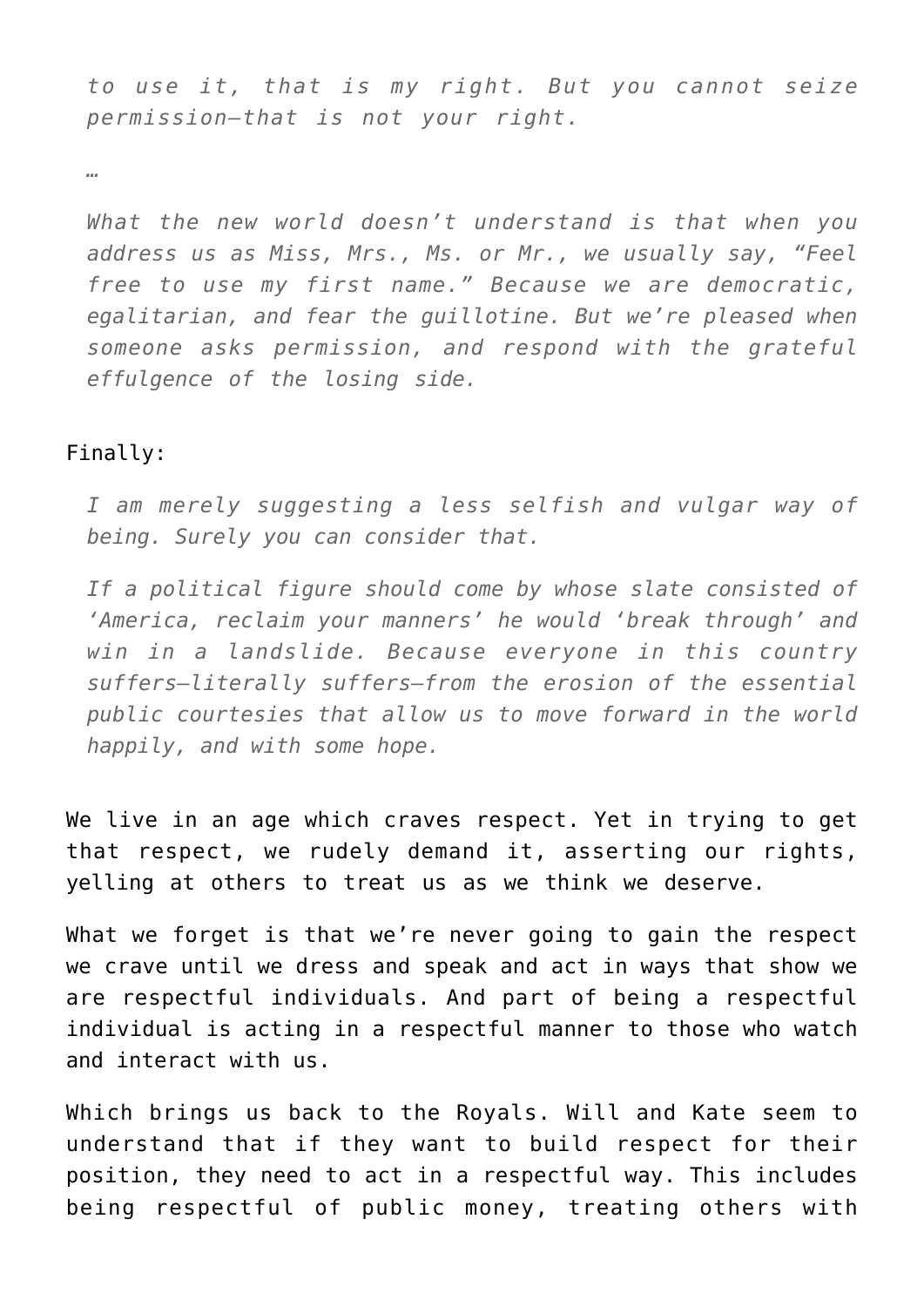> *to use it, that is my right. But you cannot seize permission—that is not your right.*
>
> …
>
> *What the new world doesn't understand is that when you address us as Miss, Mrs., Ms. or Mr., we usually say, "Feel free to use my first name." Because we are democratic, egalitarian, and fear the guillotine. But we're pleased when someone asks permission, and respond with the grateful effulgence of the losing side.*

Finally:

> *I am merely suggesting a less selfish and vulgar way of being. Surely you can consider that.*
>
> *If a political figure should come by whose slate consisted of 'America, reclaim your manners' he would 'break through' and win in a landslide. Because everyone in this country suffers—literally suffers—from the erosion of the essential public courtesies that allow us to move forward in the world happily, and with some hope.*

We live in an age which craves respect. Yet in trying to get that respect, we rudely demand it, asserting our rights, yelling at others to treat us as we think we deserve.

What we forget is that we're never going to gain the respect we crave until we dress and speak and act in ways that show we are respectful individuals. And part of being a respectful individual is acting in a respectful manner to those who watch and interact with us.

Which brings us back to the Royals. Will and Kate seem to understand that if they want to build respect for their position, they need to act in a respectful way. This includes being respectful of public money, treating others with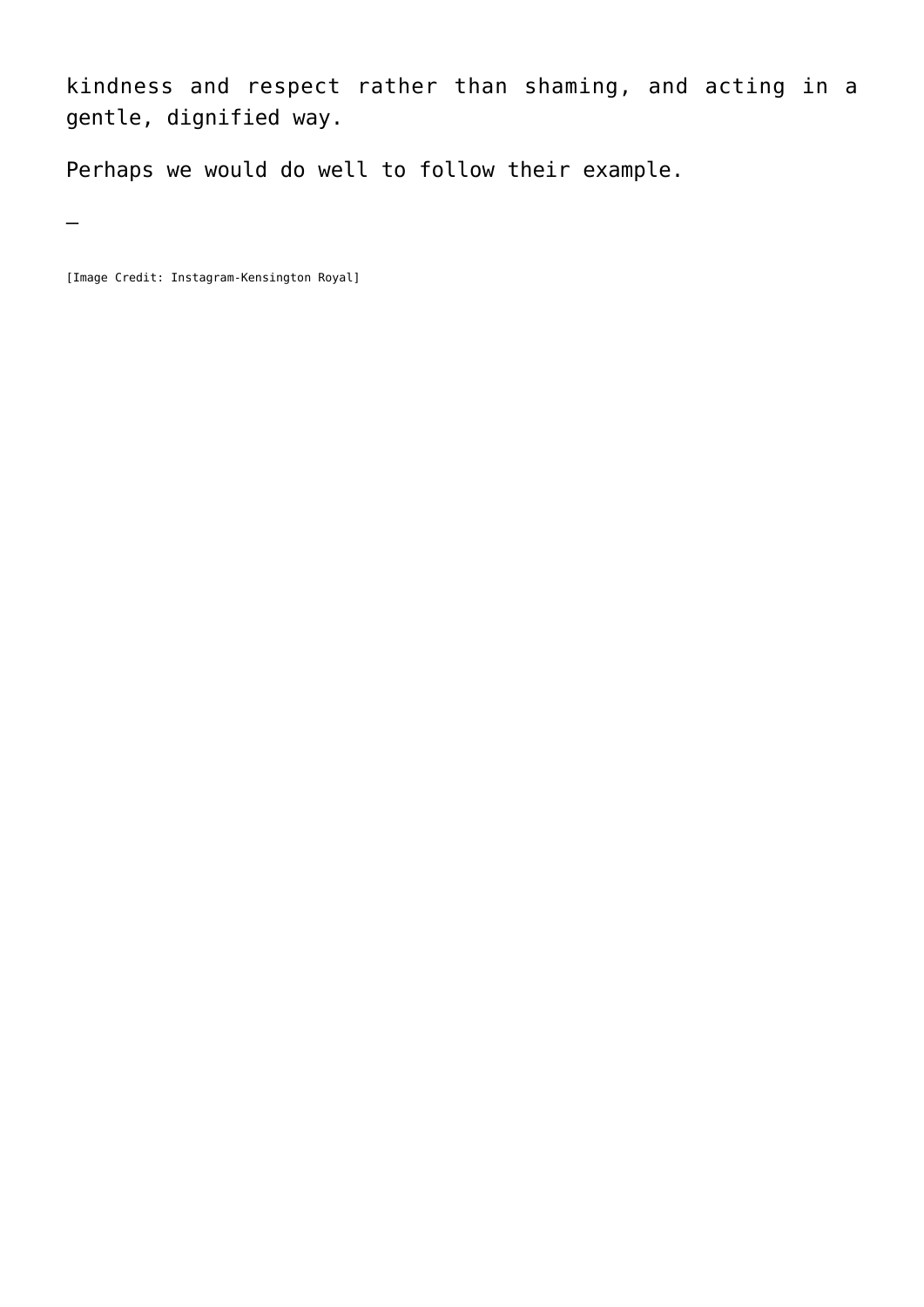kindness and respect rather than shaming, and acting in a gentle, dignified way.

Perhaps we would do well to follow their example.

—

[Image Credit: Instagram-Kensington Royal]